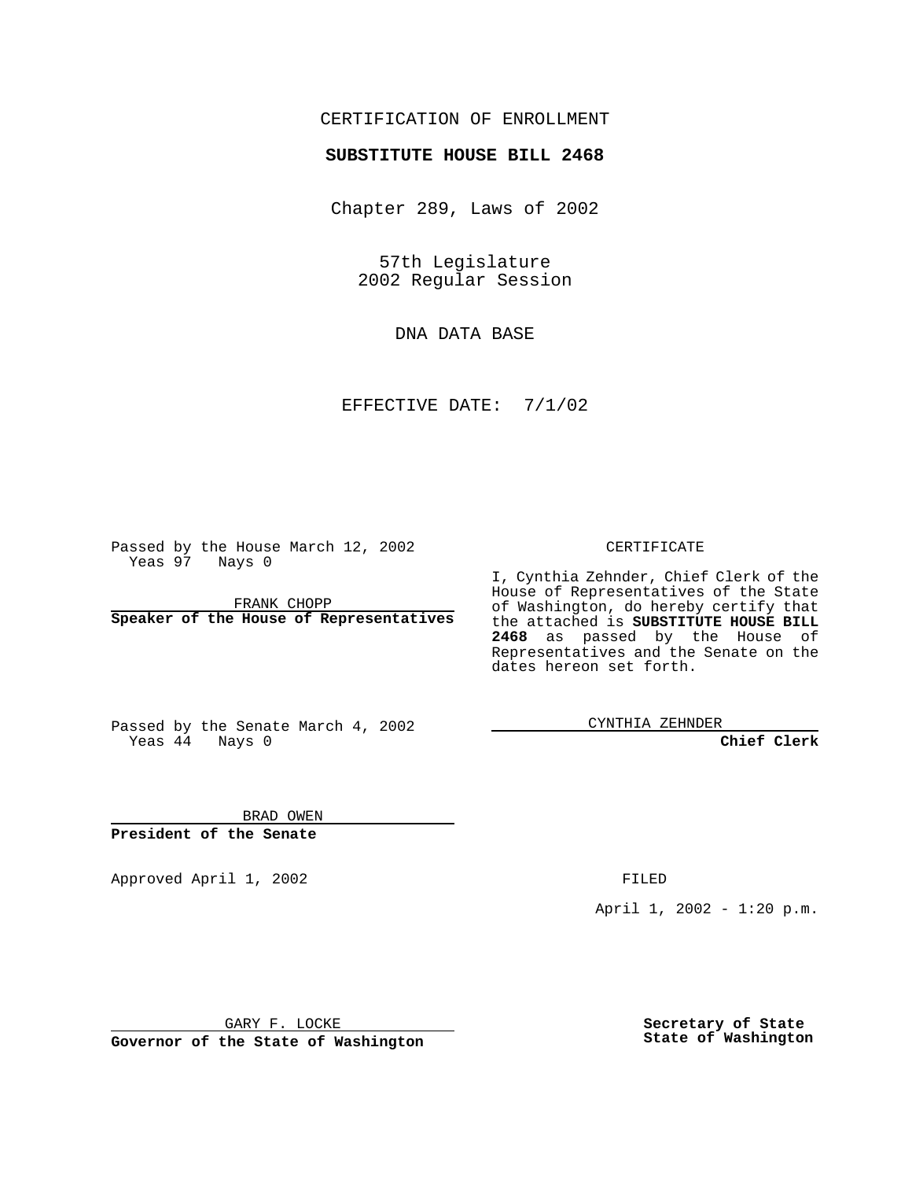CERTIFICATION OF ENROLLMENT

**SUBSTITUTE HOUSE BILL 2468**

Chapter 289, Laws of 2002

57th Legislature
2002 Regular Session

DNA DATA BASE

EFFECTIVE DATE: 7/1/02

Passed by the House March 12, 2002
Yeas 97 Nays 0

FRANK CHOPP
**Speaker of the House of Representatives**

Passed by the Senate March 4, 2002
Yeas 44 Nays 0

BRAD OWEN
**President of the Senate**

CERTIFICATE

I, Cynthia Zehnder, Chief Clerk of the House of Representatives of the State of Washington, do hereby certify that the attached is **SUBSTITUTE HOUSE BILL 2468** as passed by the House of Representatives and the Senate on the dates hereon set forth.

CYNTHIA ZEHNDER
**Chief Clerk**

Approved April 1, 2002

GARY F. LOCKE
**Governor of the State of Washington**

FILED

April 1, 2002 - 1:20 p.m.

**Secretary of State**
**State of Washington**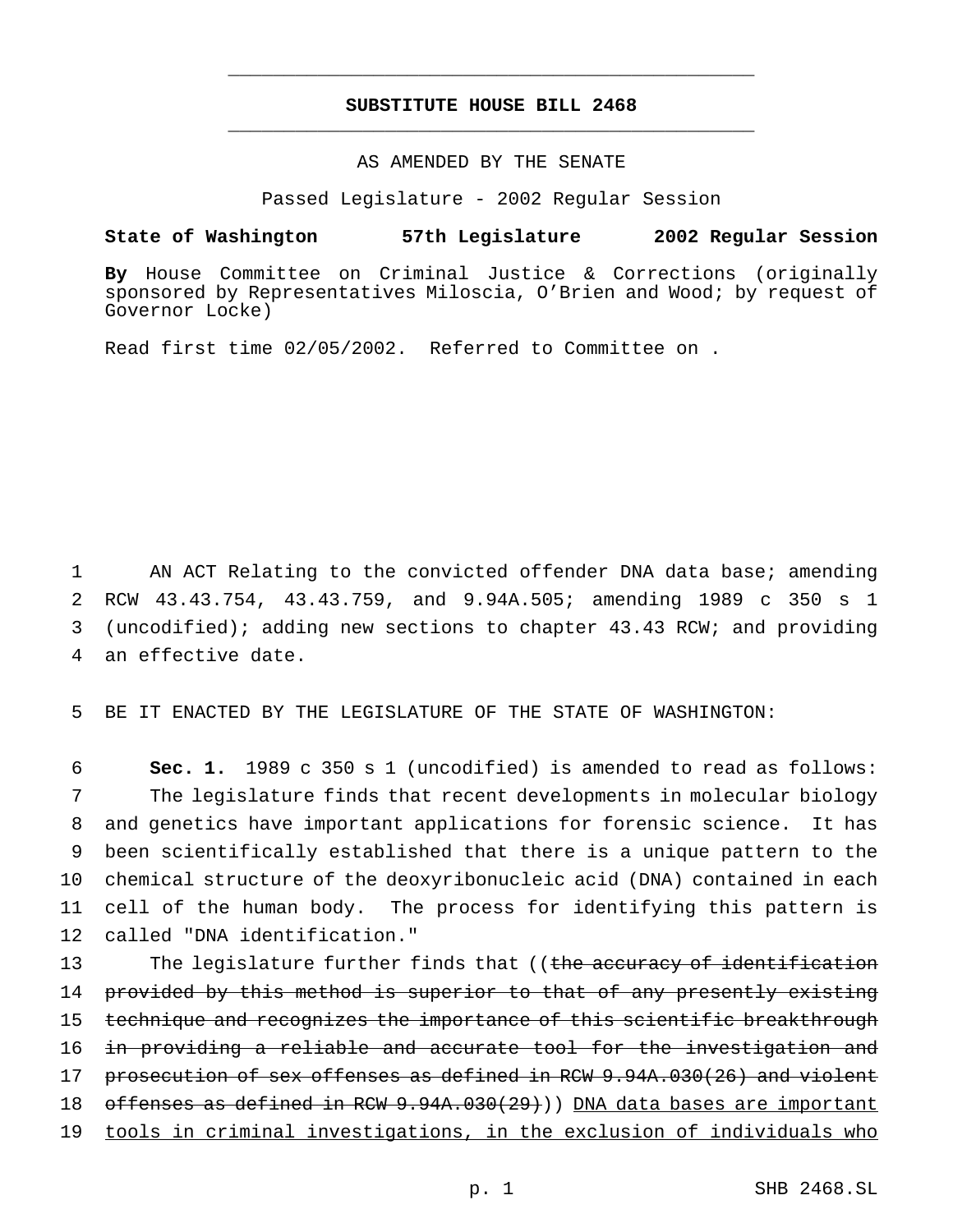# SUBSTITUTE HOUSE BILL 2468

AS AMENDED BY THE SENATE

Passed Legislature - 2002 Regular Session

**State of Washington 57th Legislature 2002 Regular Session**

**By** House Committee on Criminal Justice & Corrections (originally sponsored by Representatives Miloscia, O'Brien and Wood; by request of Governor Locke)

Read first time 02/05/2002. Referred to Committee on .

AN ACT Relating to the convicted offender DNA data base; amending RCW 43.43.754, 43.43.759, and 9.94A.505; amending 1989 c 350 s 1 (uncodified); adding new sections to chapter 43.43 RCW; and providing an effective date.

BE IT ENACTED BY THE LEGISLATURE OF THE STATE OF WASHINGTON:

**Sec. 1.** 1989 c 350 s 1 (uncodified) is amended to read as follows:

The legislature finds that recent developments in molecular biology and genetics have important applications for forensic science. It has been scientifically established that there is a unique pattern to the chemical structure of the deoxyribonucleic acid (DNA) contained in each cell of the human body. The process for identifying this pattern is called "DNA identification."

The legislature further finds that ((~~the accuracy of identification provided by this method is superior to that of any presently existing technique and recognizes the importance of this scientific breakthrough in providing a reliable and accurate tool for the investigation and prosecution of sex offenses as defined in RCW 9.94A.030(26) and violent offenses as defined in RCW 9.94A.030(29)~~)) <u>DNA data bases are important tools in criminal investigations, in the exclusion of individuals who</u>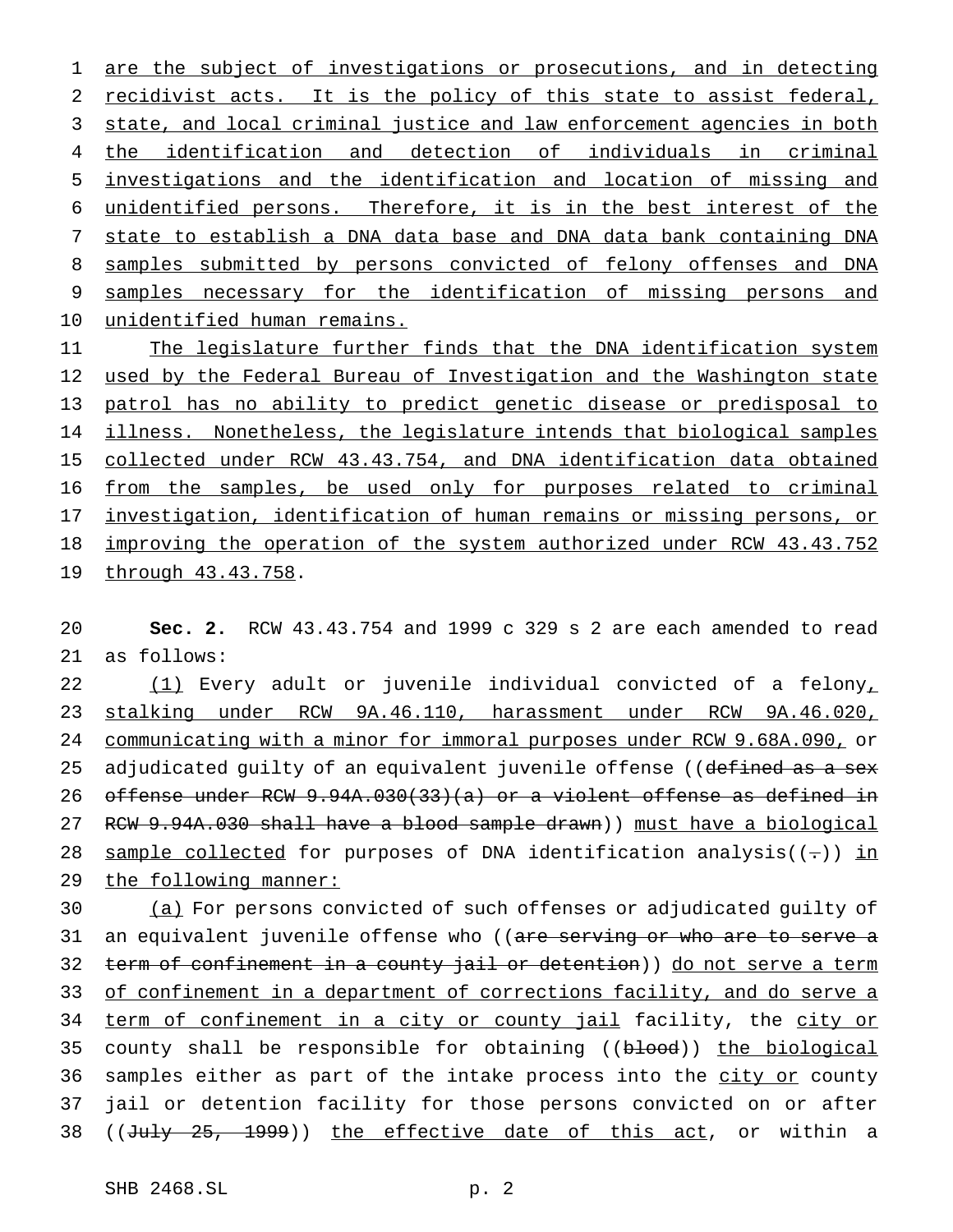are the subject of investigations or prosecutions, and in detecting recidivist acts. It is the policy of this state to assist federal, state, and local criminal justice and law enforcement agencies in both the identification and detection of individuals in criminal investigations and the identification and location of missing and unidentified persons. Therefore, it is in the best interest of the state to establish a DNA data base and DNA data bank containing DNA samples submitted by persons convicted of felony offenses and DNA samples necessary for the identification of missing persons and unidentified human remains.

The legislature further finds that the DNA identification system used by the Federal Bureau of Investigation and the Washington state patrol has no ability to predict genetic disease or predisposal to illness. Nonetheless, the legislature intends that biological samples collected under RCW 43.43.754, and DNA identification data obtained from the samples, be used only for purposes related to criminal investigation, identification of human remains or missing persons, or improving the operation of the system authorized under RCW 43.43.752 through 43.43.758.

**Sec. 2.** RCW 43.43.754 and 1999 c 329 s 2 are each amended to read as follows:

(1) Every adult or juvenile individual convicted of a felony, stalking under RCW 9A.46.110, harassment under RCW 9A.46.020, communicating with a minor for immoral purposes under RCW 9.68A.090, or adjudicated guilty of an equivalent juvenile offense ((~~defined as a sex offense under RCW 9.94A.030(33)(a) or a violent offense as defined in RCW 9.94A.030 shall have a blood sample drawn~~)) must have a biological sample collected for purposes of DNA identification analysis((~~.~~)) in the following manner:

(a) For persons convicted of such offenses or adjudicated guilty of an equivalent juvenile offense who ((~~are serving or who are to serve a term of confinement in a county jail or detention~~)) do not serve a term of confinement in a department of corrections facility, and do serve a term of confinement in a city or county jail facility, the city or county shall be responsible for obtaining ((~~blood~~)) the biological samples either as part of the intake process into the city or county jail or detention facility for those persons convicted on or after ((~~July 25, 1999~~)) the effective date of this act, or within a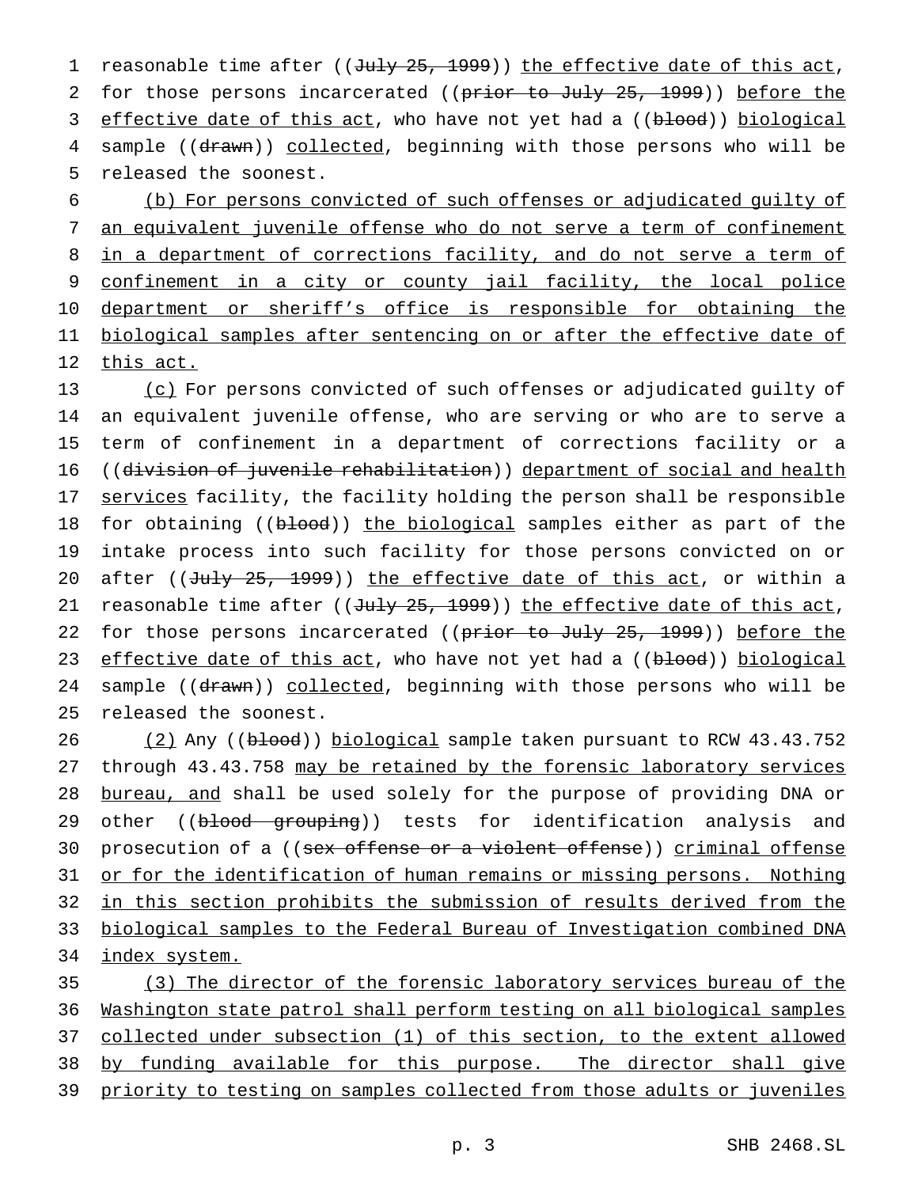reasonable time after ((~~July 25, 1999~~)) the effective date of this act, for those persons incarcerated ((~~prior to July 25, 1999~~)) before the effective date of this act, who have not yet had a ((~~blood~~)) biological sample ((~~drawn~~)) collected, beginning with those persons who will be released the soonest.

(b) For persons convicted of such offenses or adjudicated guilty of an equivalent juvenile offense who do not serve a term of confinement in a department of corrections facility, and do not serve a term of confinement in a city or county jail facility, the local police department or sheriff's office is responsible for obtaining the biological samples after sentencing on or after the effective date of this act.

(c) For persons convicted of such offenses or adjudicated guilty of an equivalent juvenile offense, who are serving or who are to serve a term of confinement in a department of corrections facility or a ((~~division of juvenile rehabilitation~~)) department of social and health services facility, the facility holding the person shall be responsible for obtaining ((~~blood~~)) the biological samples either as part of the intake process into such facility for those persons convicted on or after ((~~July 25, 1999~~)) the effective date of this act, or within a reasonable time after ((~~July 25, 1999~~)) the effective date of this act, for those persons incarcerated ((~~prior to July 25, 1999~~)) before the effective date of this act, who have not yet had a ((~~blood~~)) biological sample ((~~drawn~~)) collected, beginning with those persons who will be released the soonest.

(2) Any ((~~blood~~)) biological sample taken pursuant to RCW 43.43.752 through 43.43.758 may be retained by the forensic laboratory services bureau, and shall be used solely for the purpose of providing DNA or other ((~~blood grouping~~)) tests for identification analysis and prosecution of a ((~~sex offense or a violent offense~~)) criminal offense or for the identification of human remains or missing persons. Nothing in this section prohibits the submission of results derived from the biological samples to the Federal Bureau of Investigation combined DNA index system.

(3) The director of the forensic laboratory services bureau of the Washington state patrol shall perform testing on all biological samples collected under subsection (1) of this section, to the extent allowed by funding available for this purpose. The director shall give priority to testing on samples collected from those adults or juveniles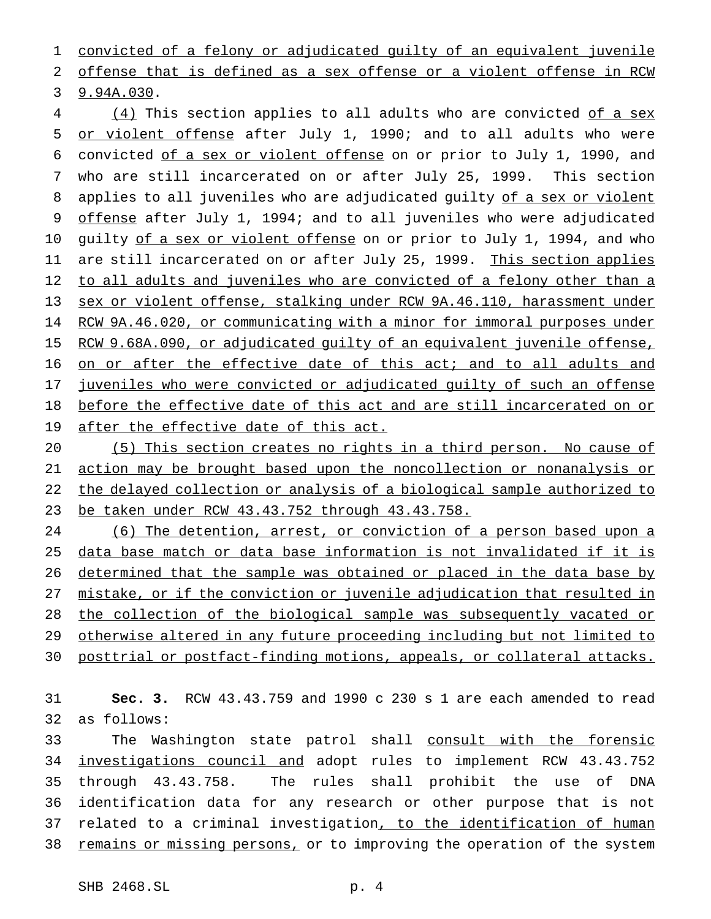convicted of a felony or adjudicated guilty of an equivalent juvenile offense that is defined as a sex offense or a violent offense in RCW 9.94A.030.

(4) This section applies to all adults who are convicted of a sex or violent offense after July 1, 1990; and to all adults who were convicted of a sex or violent offense on or prior to July 1, 1990, and who are still incarcerated on or after July 25, 1999. This section applies to all juveniles who are adjudicated guilty of a sex or violent offense after July 1, 1994; and to all juveniles who were adjudicated guilty of a sex or violent offense on or prior to July 1, 1994, and who are still incarcerated on or after July 25, 1999. This section applies to all adults and juveniles who are convicted of a felony other than a sex or violent offense, stalking under RCW 9A.46.110, harassment under RCW 9A.46.020, or communicating with a minor for immoral purposes under RCW 9.68A.090, or adjudicated guilty of an equivalent juvenile offense, on or after the effective date of this act; and to all adults and juveniles who were convicted or adjudicated guilty of such an offense before the effective date of this act and are still incarcerated on or after the effective date of this act.

(5) This section creates no rights in a third person. No cause of action may be brought based upon the noncollection or nonanalysis or the delayed collection or analysis of a biological sample authorized to be taken under RCW 43.43.752 through 43.43.758.

(6) The detention, arrest, or conviction of a person based upon a data base match or data base information is not invalidated if it is determined that the sample was obtained or placed in the data base by mistake, or if the conviction or juvenile adjudication that resulted in the collection of the biological sample was subsequently vacated or otherwise altered in any future proceeding including but not limited to posttrial or postfact-finding motions, appeals, or collateral attacks.

**Sec. 3.** RCW 43.43.759 and 1990 c 230 s 1 are each amended to read as follows:

The Washington state patrol shall consult with the forensic investigations council and adopt rules to implement RCW 43.43.752 through 43.43.758. The rules shall prohibit the use of DNA identification data for any research or other purpose that is not related to a criminal investigation, to the identification of human remains or missing persons, or to improving the operation of the system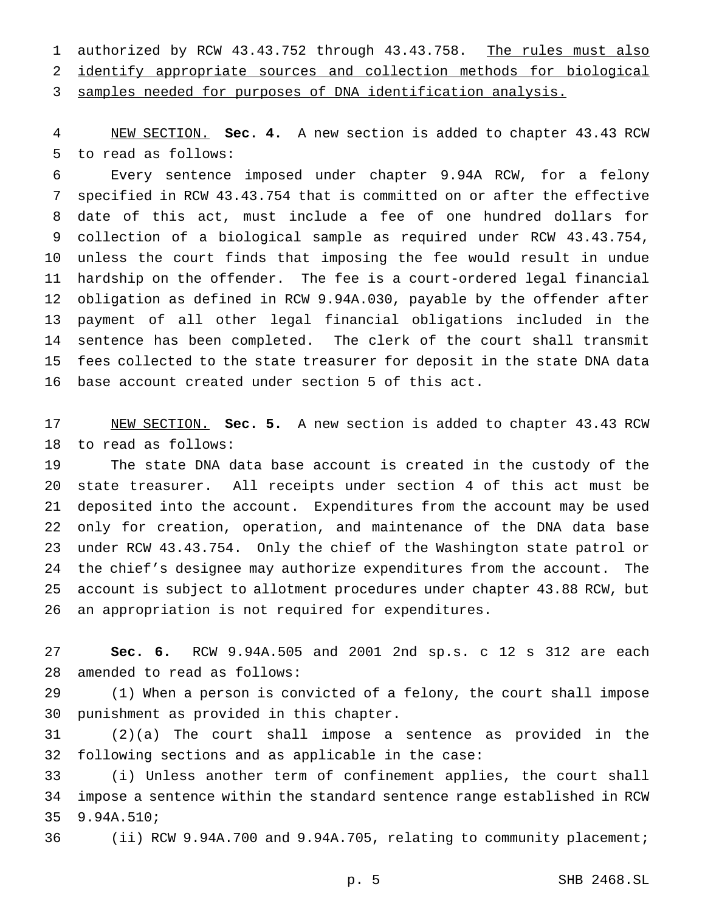authorized by RCW 43.43.752 through 43.43.758. <u>The rules must also identify appropriate sources and collection methods for biological samples needed for purposes of DNA identification analysis.</u>

<u>NEW SECTION.</u> **Sec. 4.** A new section is added to chapter 43.43 RCW to read as follows:

Every sentence imposed under chapter 9.94A RCW, for a felony specified in RCW 43.43.754 that is committed on or after the effective date of this act, must include a fee of one hundred dollars for collection of a biological sample as required under RCW 43.43.754, unless the court finds that imposing the fee would result in undue hardship on the offender. The fee is a court-ordered legal financial obligation as defined in RCW 9.94A.030, payable by the offender after payment of all other legal financial obligations included in the sentence has been completed. The clerk of the court shall transmit fees collected to the state treasurer for deposit in the state DNA data base account created under section 5 of this act.

<u>NEW SECTION.</u> **Sec. 5.** A new section is added to chapter 43.43 RCW to read as follows:

The state DNA data base account is created in the custody of the state treasurer. All receipts under section 4 of this act must be deposited into the account. Expenditures from the account may be used only for creation, operation, and maintenance of the DNA data base under RCW 43.43.754. Only the chief of the Washington state patrol or the chief's designee may authorize expenditures from the account. The account is subject to allotment procedures under chapter 43.88 RCW, but an appropriation is not required for expenditures.

**Sec. 6.** RCW 9.94A.505 and 2001 2nd sp.s. c 12 s 312 are each amended to read as follows:

(1) When a person is convicted of a felony, the court shall impose punishment as provided in this chapter.

(2)(a) The court shall impose a sentence as provided in the following sections and as applicable in the case:

(i) Unless another term of confinement applies, the court shall impose a sentence within the standard sentence range established in RCW 9.94A.510;

(ii) RCW 9.94A.700 and 9.94A.705, relating to community placement;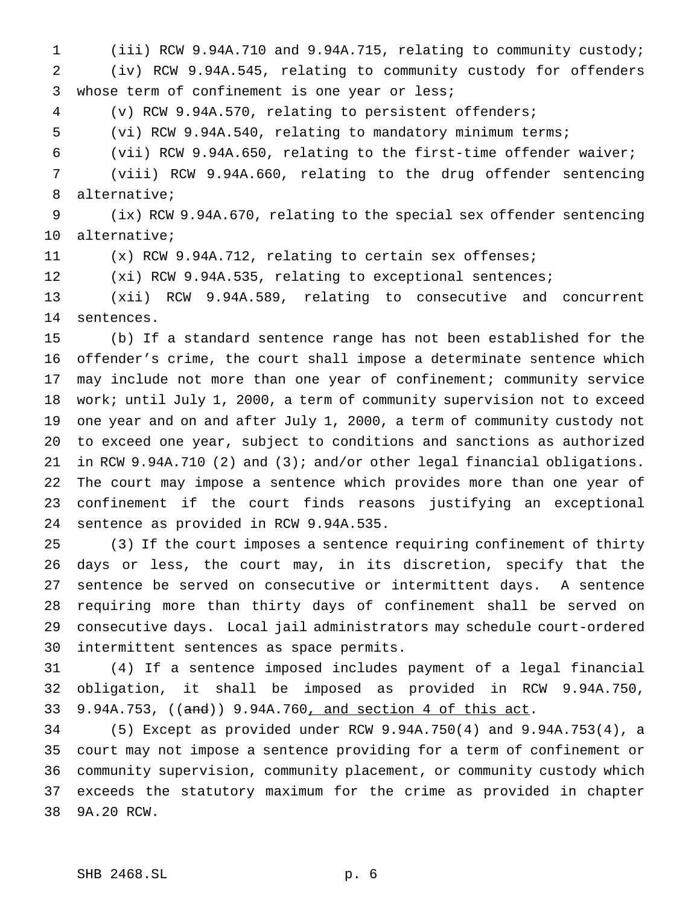(iii) RCW 9.94A.710 and 9.94A.715, relating to community custody;

(iv) RCW 9.94A.545, relating to community custody for offenders whose term of confinement is one year or less;

(v) RCW 9.94A.570, relating to persistent offenders;

(vi) RCW 9.94A.540, relating to mandatory minimum terms;

(vii) RCW 9.94A.650, relating to the first-time offender waiver;

(viii) RCW 9.94A.660, relating to the drug offender sentencing alternative;

(ix) RCW 9.94A.670, relating to the special sex offender sentencing alternative;

(x) RCW 9.94A.712, relating to certain sex offenses;

(xi) RCW 9.94A.535, relating to exceptional sentences;

(xii) RCW 9.94A.589, relating to consecutive and concurrent sentences.

(b) If a standard sentence range has not been established for the offender's crime, the court shall impose a determinate sentence which may include not more than one year of confinement; community service work; until July 1, 2000, a term of community supervision not to exceed one year and on and after July 1, 2000, a term of community custody not to exceed one year, subject to conditions and sanctions as authorized in RCW 9.94A.710 (2) and (3); and/or other legal financial obligations. The court may impose a sentence which provides more than one year of confinement if the court finds reasons justifying an exceptional sentence as provided in RCW 9.94A.535.

(3) If the court imposes a sentence requiring confinement of thirty days or less, the court may, in its discretion, specify that the sentence be served on consecutive or intermittent days. A sentence requiring more than thirty days of confinement shall be served on consecutive days. Local jail administrators may schedule court-ordered intermittent sentences as space permits.

(4) If a sentence imposed includes payment of a legal financial obligation, it shall be imposed as provided in RCW 9.94A.750, 9.94A.753, ((~~and~~)) 9.94A.760, and section 4 of this act.

(5) Except as provided under RCW 9.94A.750(4) and 9.94A.753(4), a court may not impose a sentence providing for a term of confinement or community supervision, community placement, or community custody which exceeds the statutory maximum for the crime as provided in chapter 9A.20 RCW.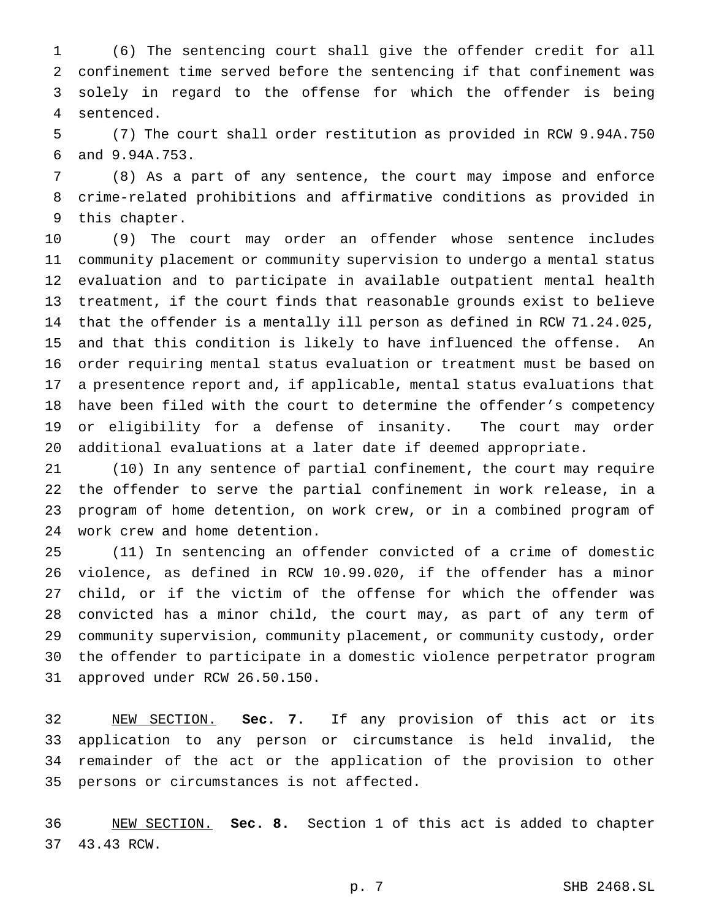(6) The sentencing court shall give the offender credit for all confinement time served before the sentencing if that confinement was solely in regard to the offense for which the offender is being sentenced.

(7) The court shall order restitution as provided in RCW 9.94A.750 and 9.94A.753.

(8) As a part of any sentence, the court may impose and enforce crime-related prohibitions and affirmative conditions as provided in this chapter.

(9) The court may order an offender whose sentence includes community placement or community supervision to undergo a mental status evaluation and to participate in available outpatient mental health treatment, if the court finds that reasonable grounds exist to believe that the offender is a mentally ill person as defined in RCW 71.24.025, and that this condition is likely to have influenced the offense. An order requiring mental status evaluation or treatment must be based on a presentence report and, if applicable, mental status evaluations that have been filed with the court to determine the offender's competency or eligibility for a defense of insanity. The court may order additional evaluations at a later date if deemed appropriate.

(10) In any sentence of partial confinement, the court may require the offender to serve the partial confinement in work release, in a program of home detention, on work crew, or in a combined program of work crew and home detention.

(11) In sentencing an offender convicted of a crime of domestic violence, as defined in RCW 10.99.020, if the offender has a minor child, or if the victim of the offense for which the offender was convicted has a minor child, the court may, as part of any term of community supervision, community placement, or community custody, order the offender to participate in a domestic violence perpetrator program approved under RCW 26.50.150.

NEW SECTION. **Sec. 7.** If any provision of this act or its application to any person or circumstance is held invalid, the remainder of the act or the application of the provision to other persons or circumstances is not affected.

NEW SECTION. **Sec. 8.** Section 1 of this act is added to chapter 43.43 RCW.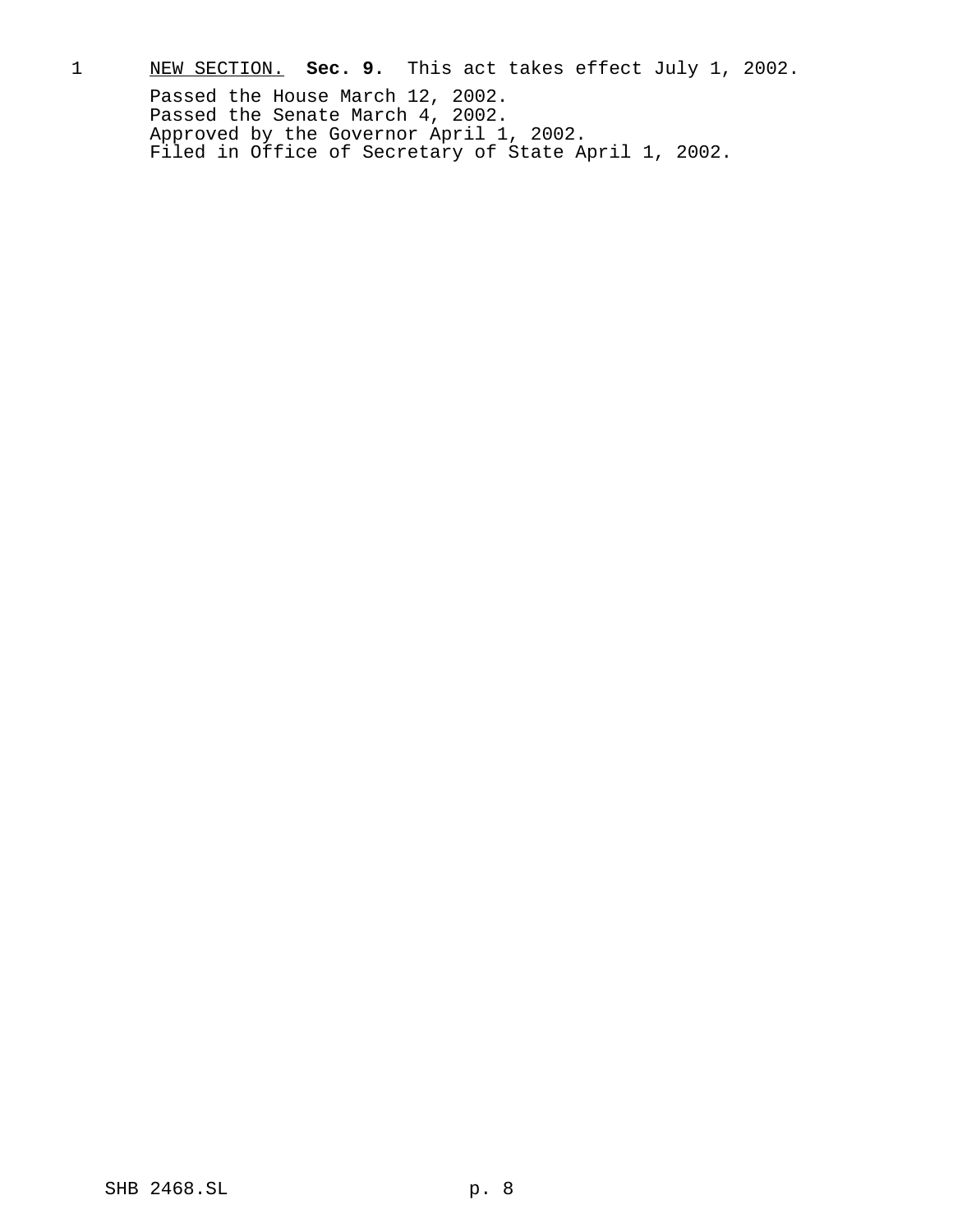NEW SECTION. **Sec. 9.** This act takes effect July 1, 2002.

Passed the House March 12, 2002.
Passed the Senate March 4, 2002.
Approved by the Governor April 1, 2002.
Filed in Office of Secretary of State April 1, 2002.